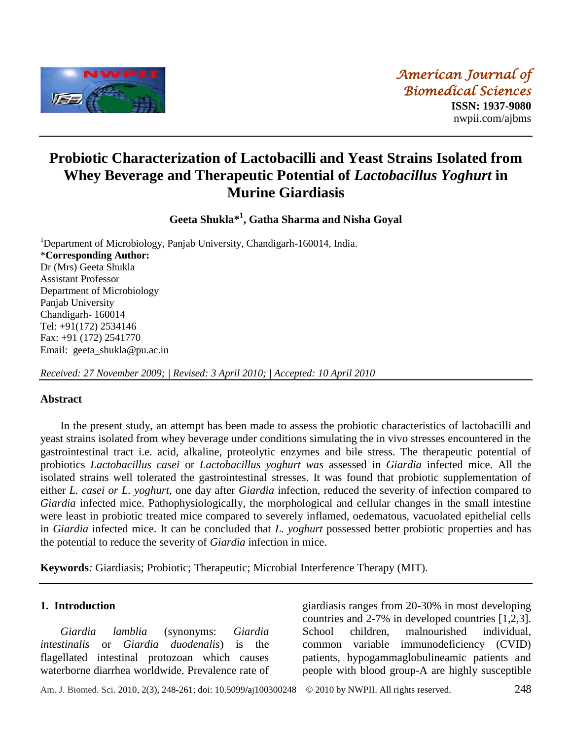American Journal of Biomedical Sciences
**ISSN: 1937-9080**
nwpii.com/ajbms

# Probiotic Characterization of Lactobacilli and Yeast Strains Isolated from Whey Beverage and Therapeutic Potential of *Lactobacillus Yoghurt* in Murine Giardiasis

**Geeta Shukla*[1], Gatha Sharma and Nisha Goyal**

[1]Department of Microbiology, Panjab University, Chandigarh-160014, India.
***Corresponding Author:**
Dr (Mrs) Geeta Shukla
Assistant Professor
Department of Microbiology
Panjab University
Chandigarh- 160014
Tel: +91(172) 2534146
Fax: +91 (172) 2541770
Email: geeta_shukla@pu.ac.in

*Received: 27 November 2009; | Revised: 3 April 2010; | Accepted: 10 April 2010*

## Abstract

In the present study, an attempt has been made to assess the probiotic characteristics of lactobacilli and yeast strains isolated from whey beverage under conditions simulating the in vivo stresses encountered in the gastrointestinal tract i.e. acid, alkaline, proteolytic enzymes and bile stress. The therapeutic potential of probiotics *Lactobacillus casei* or *Lactobacillus yoghurt was* assessed in *Giardia* infected mice. All the isolated strains well tolerated the gastrointestinal stresses. It was found that probiotic supplementation of either *L. casei or L. yoghurt,* one day after *Giardia* infection, reduced the severity of infection compared to *Giardia* infected mice. Pathophysiologically, the morphological and cellular changes in the small intestine were least in probiotic treated mice compared to severely inflamed, oedematous, vacuolated epithelial cells in *Giardia* infected mice. It can be concluded that *L. yoghurt* possessed better probiotic properties and has the potential to reduce the severity of *Giardia* infection in mice.

**Keywords***:* Giardiasis; Probiotic; Therapeutic; Microbial Interference Therapy (MIT).

## 1. Introduction

*Giardia lamblia* (synonyms: *Giardia intestinalis* or *Giardia duodenalis*) is the flagellated intestinal protozoan which causes waterborne diarrhea worldwide. Prevalence rate of giardiasis ranges from 20-30% in most developing countries and 2-7% in developed countries [1,2,3]. School children, malnourished individual, common variable immunodeficiency (CVID) patients, hypogammaglobulineamic patients and people with blood group-A are highly susceptible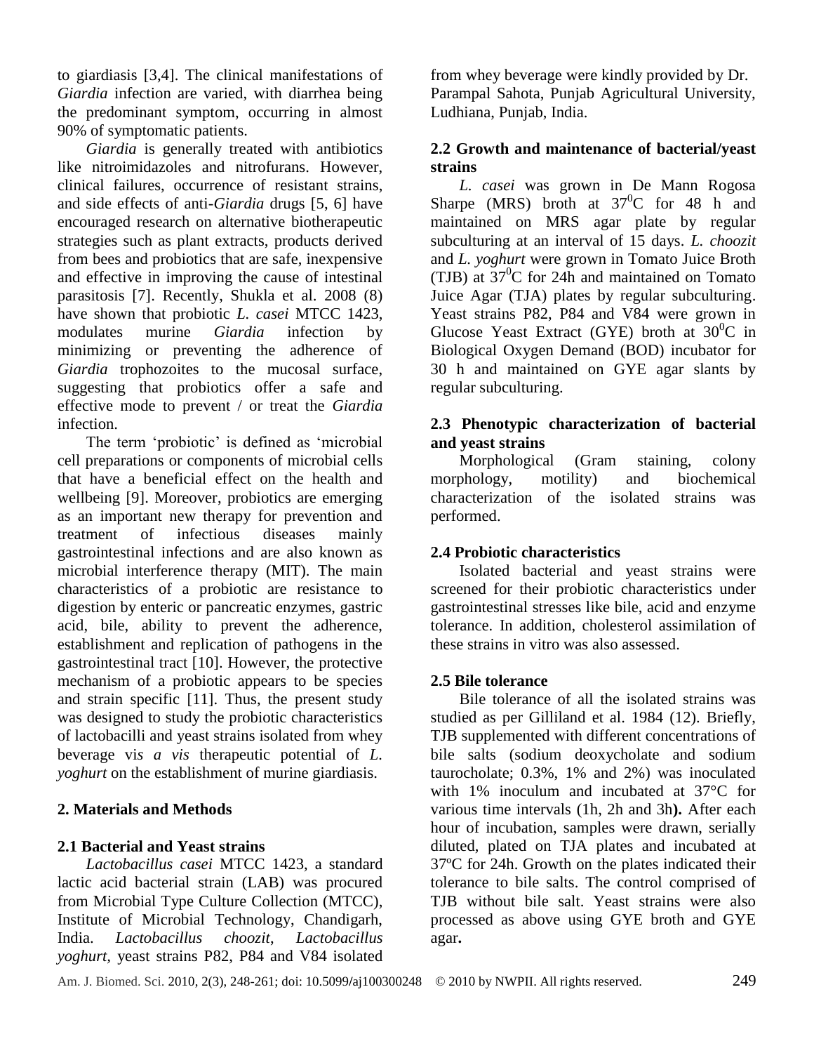to giardiasis [3,4]. The clinical manifestations of *Giardia* infection are varied, with diarrhea being the predominant symptom, occurring in almost 90% of symptomatic patients.

*Giardia* is generally treated with antibiotics like nitroimidazoles and nitrofurans. However, clinical failures, occurrence of resistant strains, and side effects of anti-*Giardia* drugs [5, 6] have encouraged research on alternative biotherapeutic strategies such as plant extracts, products derived from bees and probiotics that are safe, inexpensive and effective in improving the cause of intestinal parasitosis [7]. Recently, Shukla et al. 2008 (8) have shown that probiotic *L. casei* MTCC 1423, modulates murine *Giardia* infection by minimizing or preventing the adherence of *Giardia* trophozoites to the mucosal surface, suggesting that probiotics offer a safe and effective mode to prevent / or treat the *Giardia* infection.

The term 'probiotic' is defined as 'microbial cell preparations or components of microbial cells that have a beneficial effect on the health and wellbeing [9]. Moreover, probiotics are emerging as an important new therapy for prevention and treatment of infectious diseases mainly gastrointestinal infections and are also known as microbial interference therapy (MIT). The main characteristics of a probiotic are resistance to digestion by enteric or pancreatic enzymes, gastric acid, bile, ability to prevent the adherence, establishment and replication of pathogens in the gastrointestinal tract [10]. However, the protective mechanism of a probiotic appears to be species and strain specific [11]. Thus, the present study was designed to study the probiotic characteristics of lactobacilli and yeast strains isolated from whey beverage vi*s a vis* therapeutic potential of *L. yoghurt* on the establishment of murine giardiasis.

## 2. Materials and Methods

### 2.1 Bacterial and Yeast strains

*Lactobacillus casei* MTCC 1423, a standard lactic acid bacterial strain (LAB) was procured from Microbial Type Culture Collection (MTCC), Institute of Microbial Technology, Chandigarh, India. *Lactobacillus choozit*, *Lactobacillus yoghurt*, yeast strains P82, P84 and V84 isolated from whey beverage were kindly provided by Dr. Parampal Sahota, Punjab Agricultural University, Ludhiana, Punjab, India.

### 2.2 Growth and maintenance of bacterial/yeast strains

*L. casei* was grown in De Mann Rogosa Sharpe (MRS) broth at $37^0$C for 48 h and maintained on MRS agar plate by regular subculturing at an interval of 15 days. *L. choozit* and *L. yoghurt* were grown in Tomato Juice Broth (TJB) at $37^0$C for 24h and maintained on Tomato Juice Agar (TJA) plates by regular subculturing. Yeast strains P82, P84 and V84 were grown in Glucose Yeast Extract (GYE) broth at $30^0$C in Biological Oxygen Demand (BOD) incubator for 30 h and maintained on GYE agar slants by regular subculturing.

### 2.3 Phenotypic characterization of bacterial and yeast strains

Morphological (Gram staining, colony morphology, motility) and biochemical characterization of the isolated strains was performed.

### 2.4 Probiotic characteristics

Isolated bacterial and yeast strains were screened for their probiotic characteristics under gastrointestinal stresses like bile, acid and enzyme tolerance. In addition, cholesterol assimilation of these strains in vitro was also assessed.

### 2.5 Bile tolerance

Bile tolerance of all the isolated strains was studied as per Gilliland et al. 1984 (12). Briefly, TJB supplemented with different concentrations of bile salts (sodium deoxycholate and sodium taurocholate; 0.3%, 1% and 2%) was inoculated with 1% inoculum and incubated at 37°C for various time intervals (1h, 2h and 3h**)**. After each hour of incubation, samples were drawn, serially diluted, plated on TJA plates and incubated at 37ºC for 24h. Growth on the plates indicated their tolerance to bile salts. The control comprised of TJB without bile salt. Yeast strains were also processed as above using GYE broth and GYE agar**.**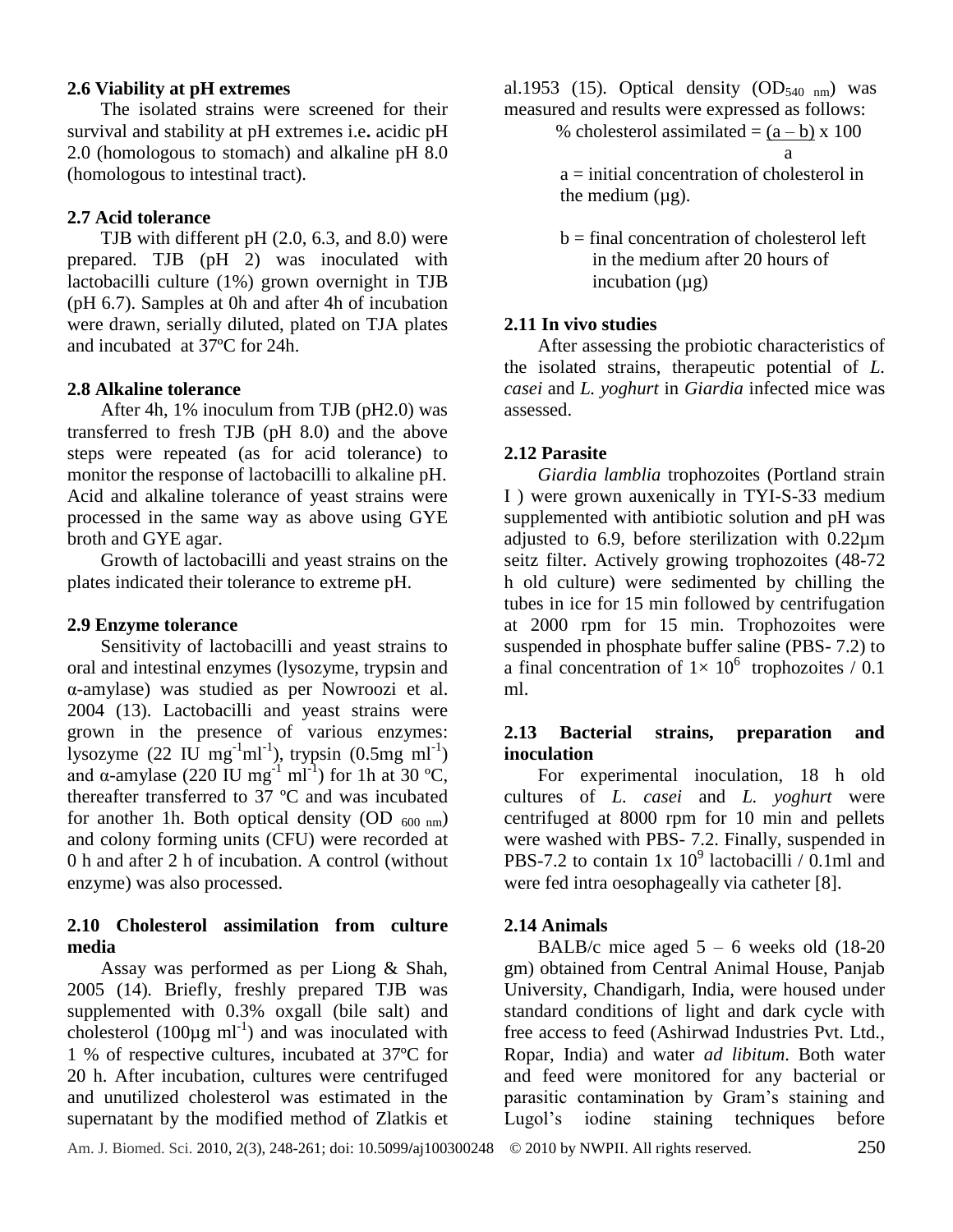### 2.6 Viability at pH extremes

The isolated strains were screened for their survival and stability at pH extremes i.e**.** acidic pH 2.0 (homologous to stomach) and alkaline pH 8.0 (homologous to intestinal tract).

### 2.7 Acid tolerance

TJB with different pH (2.0, 6.3, and 8.0) were prepared. TJB (pH 2) was inoculated with lactobacilli culture (1%) grown overnight in TJB (pH 6.7). Samples at 0h and after 4h of incubation were drawn, serially diluted, plated on TJA plates and incubated at 37ºC for 24h.

### 2.8 Alkaline tolerance

After 4h, 1% inoculum from TJB (pH2.0) was transferred to fresh TJB (pH 8.0) and the above steps were repeated (as for acid tolerance) to monitor the response of lactobacilli to alkaline pH. Acid and alkaline tolerance of yeast strains were processed in the same way as above using GYE broth and GYE agar.

Growth of lactobacilli and yeast strains on the plates indicated their tolerance to extreme pH.

### 2.9 Enzyme tolerance

Sensitivity of lactobacilli and yeast strains to oral and intestinal enzymes (lysozyme, trypsin and α-amylase) was studied as per Nowroozi et al. 2004 (13). Lactobacilli and yeast strains were grown in the presence of various enzymes: lysozyme (22 IU $mg^{-1}ml^{-1}$), trypsin (0.5mg $ml^{-1}$) and α-amylase (220 IU $mg^{-1}$ $ml^{-1}$) for 1h at 30 ºC, thereafter transferred to 37 ºC and was incubated for another 1h. Both optical density ($OD_{600\ nm}$) and colony forming units (CFU) were recorded at 0 h and after 2 h of incubation. A control (without enzyme) was also processed.

### 2.10 Cholesterol assimilation from culture media

Assay was performed as per Liong & Shah, 2005 (14). Briefly, freshly prepared TJB was supplemented with 0.3% oxgall (bile salt) and cholesterol (100µg $ml^{-1}$) and was inoculated with 1 % of respective cultures, incubated at 37ºC for 20 h. After incubation, cultures were centrifuged and unutilized cholesterol was estimated in the supernatant by the modified method of Zlatkis et al.1953 (15). Optical density ($OD_{540\ nm}$) was measured and results were expressed as follows:

$$\%\ \text{cholesterol assimilated} = \frac{(a - b)}{a} \times 100$$

a = initial concentration of cholesterol in the medium (µg).

b = final concentration of cholesterol left in the medium after 20 hours of incubation (µg)

### 2.11 In vivo studies

After assessing the probiotic characteristics of the isolated strains, therapeutic potential of *L. casei* and *L. yoghurt* in *Giardia* infected mice was assessed.

### 2.12 Parasite

*Giardia lamblia* trophozoites (Portland strain I ) were grown auxenically in TYI-S-33 medium supplemented with antibiotic solution and pH was adjusted to 6.9, before sterilization with 0.22µm seitz filter. Actively growing trophozoites (48-72 h old culture) were sedimented by chilling the tubes in ice for 15 min followed by centrifugation at 2000 rpm for 15 min. Trophozoites were suspended in phosphate buffer saline (PBS- 7.2) to a final concentration of $1\times 10^6$ trophozoites / 0.1 ml.

### 2.13 Bacterial strains, preparation and inoculation

For experimental inoculation, 18 h old cultures of *L. casei* and *L. yoghurt* were centrifuged at 8000 rpm for 10 min and pellets were washed with PBS- 7.2. Finally, suspended in PBS-7.2 to contain 1x $10^9$ lactobacilli / 0.1ml and were fed intra oesophageally via catheter [8].

### 2.14 Animals

BALB/c mice aged 5 – 6 weeks old (18-20 gm) obtained from Central Animal House, Panjab University, Chandigarh, India, were housed under standard conditions of light and dark cycle with free access to feed (Ashirwad Industries Pvt. Ltd., Ropar, India) and water *ad libitum*. Both water and feed were monitored for any bacterial or parasitic contamination by Gram's staining and Lugol's iodine staining techniques before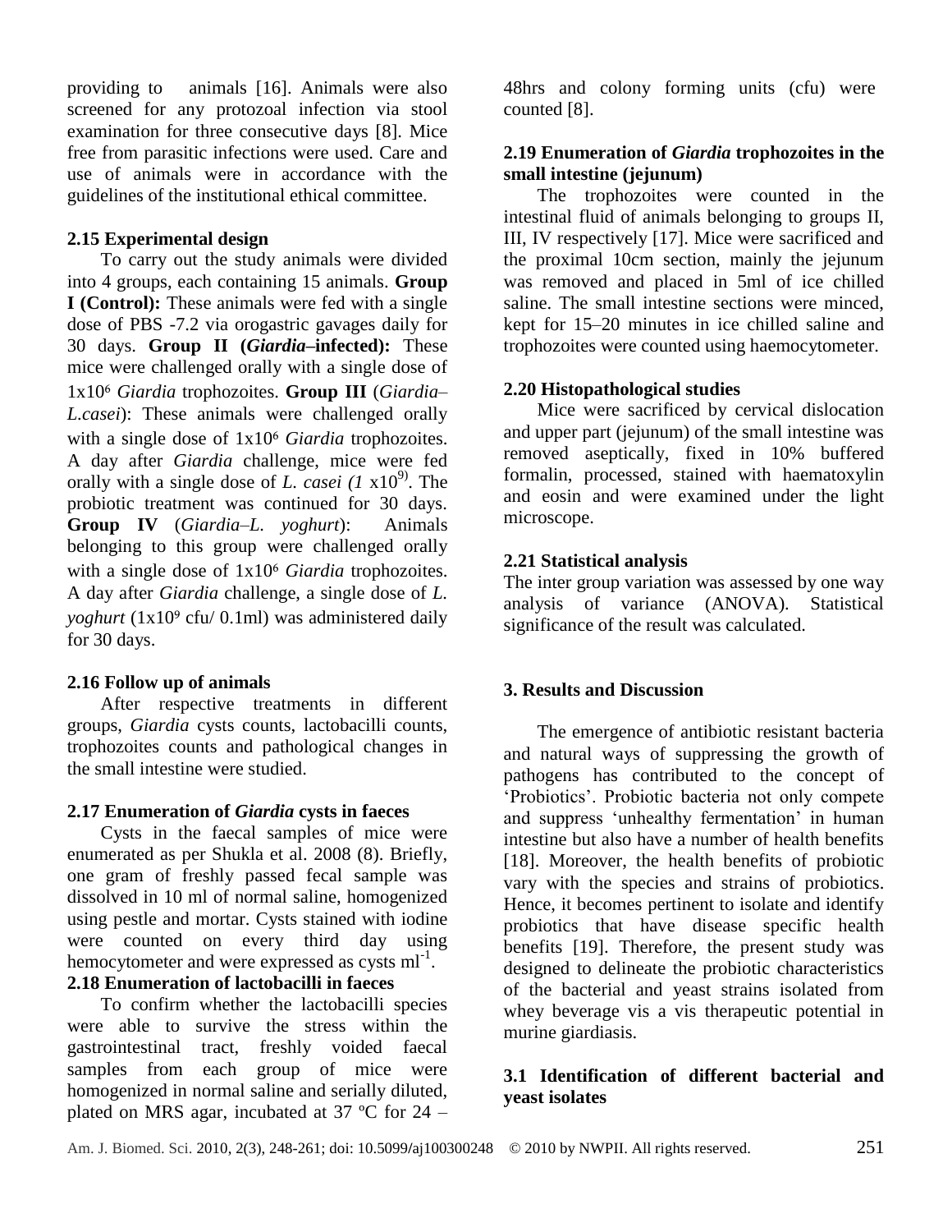providing to animals [16]. Animals were also screened for any protozoal infection via stool examination for three consecutive days [8]. Mice free from parasitic infections were used. Care and use of animals were in accordance with the guidelines of the institutional ethical committee.

### 2.15 Experimental design

To carry out the study animals were divided into 4 groups, each containing 15 animals. **Group I (Control):** These animals were fed with a single dose of PBS -7.2 via orogastric gavages daily for 30 days. **Group II (*Giardia*–infected):** These mice were challenged orally with a single dose of $1x10^6$ *Giardia* trophozoites. **Group III** (*Giardia–L.casei*): These animals were challenged orally with a single dose of $1x10^6$ *Giardia* trophozoites. A day after *Giardia* challenge, mice were fed orally with a single dose of *L. casei (1* $x10^{9)}$. The probiotic treatment was continued for 30 days. **Group IV** (*Giardia–L. yoghurt*): Animals belonging to this group were challenged orally with a single dose of $1x10^6$ *Giardia* trophozoites. A day after *Giardia* challenge, a single dose of *L. yoghurt* ($1x10^9$ cfu/ 0.1ml) was administered daily for 30 days.

### 2.16 Follow up of animals

After respective treatments in different groups, *Giardia* cysts counts, lactobacilli counts, trophozoites counts and pathological changes in the small intestine were studied.

### 2.17 Enumeration of *Giardia* cysts in faeces

Cysts in the faecal samples of mice were enumerated as per Shukla et al. 2008 (8). Briefly, one gram of freshly passed fecal sample was dissolved in 10 ml of normal saline, homogenized using pestle and mortar. Cysts stained with iodine were counted on every third day using hemocytometer and were expressed as cysts $ml^{-1}$.

### 2.18 Enumeration of lactobacilli in faeces

To confirm whether the lactobacilli species were able to survive the stress within the gastrointestinal tract, freshly voided faecal samples from each group of mice were homogenized in normal saline and serially diluted, plated on MRS agar, incubated at 37 ºC for 24 – 48hrs and colony forming units (cfu) were counted [8].

### 2.19 Enumeration of *Giardia* trophozoites in the small intestine (jejunum)

The trophozoites were counted in the intestinal fluid of animals belonging to groups II, III, IV respectively [17]. Mice were sacrificed and the proximal 10cm section, mainly the jejunum was removed and placed in 5ml of ice chilled saline. The small intestine sections were minced, kept for 15–20 minutes in ice chilled saline and trophozoites were counted using haemocytometer.

### 2.20 Histopathological studies

Mice were sacrificed by cervical dislocation and upper part (jejunum) of the small intestine was removed aseptically, fixed in 10% buffered formalin, processed, stained with haematoxylin and eosin and were examined under the light microscope.

### 2.21 Statistical analysis

The inter group variation was assessed by one way analysis of variance (ANOVA). Statistical significance of the result was calculated.

## 3. Results and Discussion

The emergence of antibiotic resistant bacteria and natural ways of suppressing the growth of pathogens has contributed to the concept of 'Probiotics'. Probiotic bacteria not only compete and suppress 'unhealthy fermentation' in human intestine but also have a number of health benefits [18]. Moreover, the health benefits of probiotic vary with the species and strains of probiotics. Hence, it becomes pertinent to isolate and identify probiotics that have disease specific health benefits [19]. Therefore, the present study was designed to delineate the probiotic characteristics of the bacterial and yeast strains isolated from whey beverage vis a vis therapeutic potential in murine giardiasis.

### 3.1 Identification of different bacterial and yeast isolates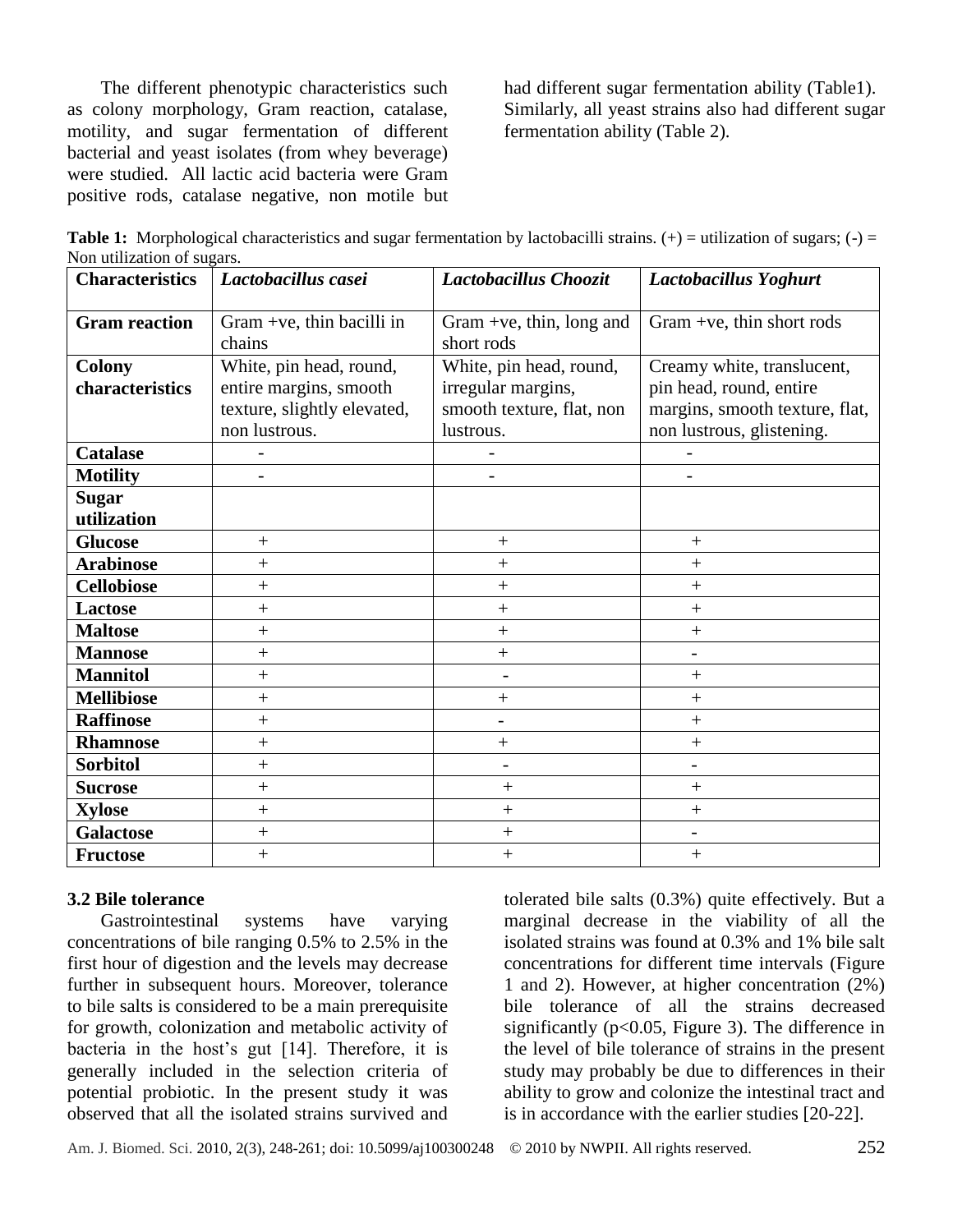The different phenotypic characteristics such as colony morphology, Gram reaction, catalase, motility, and sugar fermentation of different bacterial and yeast isolates (from whey beverage) were studied. All lactic acid bacteria were Gram positive rods, catalase negative, non motile but had different sugar fermentation ability (Table1). Similarly, all yeast strains also had different sugar fermentation ability (Table 2).

**Table 1:** Morphological characteristics and sugar fermentation by lactobacilli strains. (+) = utilization of sugars; (-) = Non utilization of sugars.

| **Characteristics** | ***Lactobacillus casei*** | ***Lactobacillus Choozit*** | ***Lactobacillus Yoghurt*** |
|---|---|---|---|
| **Gram reaction** | Gram +ve, thin bacilli in chains | Gram +ve, thin, long and short rods | Gram +ve, thin short rods |
| **Colony characteristics** | White, pin head, round, entire margins, smooth texture, slightly elevated, non lustrous. | White, pin head, round, irregular margins, smooth texture, flat, non lustrous. | Creamy white, translucent, pin head, round, entire margins, smooth texture, flat, non lustrous, glistening. |
| **Catalase** | - | - | - |
| **Motility** | - | - | - |
| **Sugar utilization** | | | |
| **Glucose** | + | + | + |
| **Arabinose** | + | + | + |
| **Cellobiose** | + | + | + |
| **Lactose** | + | + | + |
| **Maltose** | + | + | + |
| **Mannose** | + | + | - |
| **Mannitol** | + | - | + |
| **Mellibiose** | + | + | + |
| **Raffinose** | + | - | + |
| **Rhamnose** | + | + | + |
| **Sorbitol** | + | - | - |
| **Sucrose** | + | + | + |
| **Xylose** | + | + | + |
| **Galactose** | + | + | - |
| **Fructose** | + | + | + |

### 3.2 Bile tolerance

Gastrointestinal systems have varying concentrations of bile ranging 0.5% to 2.5% in the first hour of digestion and the levels may decrease further in subsequent hours. Moreover, tolerance to bile salts is considered to be a main prerequisite for growth, colonization and metabolic activity of bacteria in the host's gut [14]. Therefore, it is generally included in the selection criteria of potential probiotic. In the present study it was observed that all the isolated strains survived and tolerated bile salts (0.3%) quite effectively. But a marginal decrease in the viability of all the isolated strains was found at 0.3% and 1% bile salt concentrations for different time intervals (Figure 1 and 2). However, at higher concentration (2%) bile tolerance of all the strains decreased significantly ($p<0.05$, Figure 3). The difference in the level of bile tolerance of strains in the present study may probably be due to differences in their ability to grow and colonize the intestinal tract and is in accordance with the earlier studies [20-22].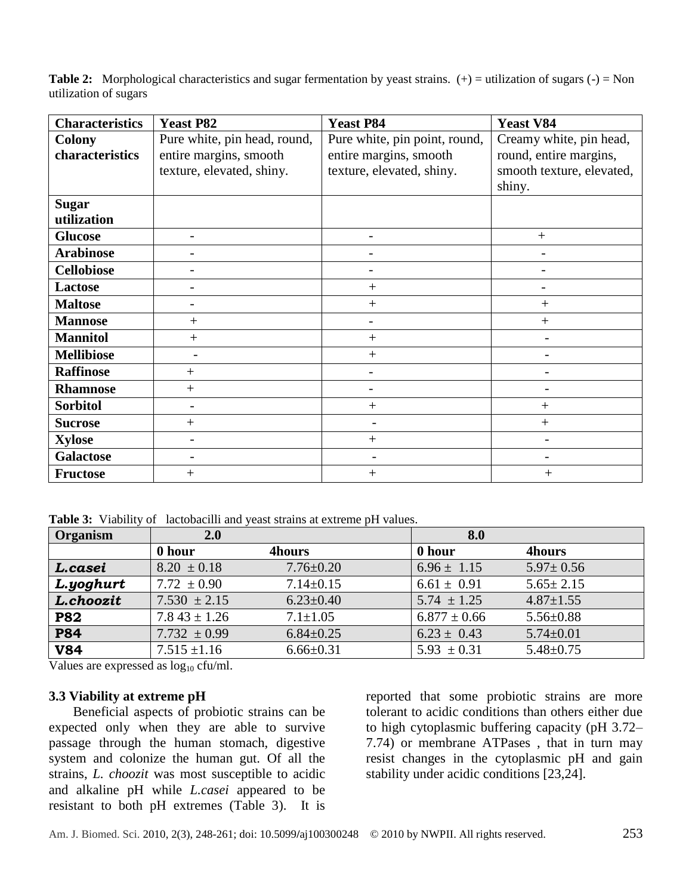**Table 2:** Morphological characteristics and sugar fermentation by yeast strains. (+) = utilization of sugars (-) = Non utilization of sugars

| Characteristics | Yeast P82 | Yeast P84 | Yeast V84 |
|---|---|---|---|
| **Colony characteristics** | Pure white, pin head, round, entire margins, smooth texture, elevated, shiny. | Pure white, pin point, round, entire margins, smooth texture, elevated, shiny. | Creamy white, pin head, round, entire margins, smooth texture, elevated, shiny. |
| **Sugar utilization** | | | |
| **Glucose** | - | - | + |
| **Arabinose** | - | - | - |
| **Cellobiose** | - | - | - |
| **Lactose** | - | + | - |
| **Maltose** | - | + | + |
| **Mannose** | + | - | + |
| **Mannitol** | + | + | - |
| **Mellibiose** | - | + | - |
| **Raffinose** | + | - | - |
| **Rhamnose** | + | - | - |
| **Sorbitol** | - | + | + |
| **Sucrose** | + | - | + |
| **Xylose** | - | + | - |
| **Galactose** | - | - | - |
| **Fructose** | + | + | + |

**Table 3:** Viability of lactobacilli and yeast strains at extreme pH values.

| Organism | 2.0 | | 8.0 | |
|---|---|---|---|---|
| | 0 hour | 4hours | 0 hour | 4hours |
| ***L.casei*** | 8.20 ± 0.18 | 7.76±0.20 | 6.96 ± 1.15 | 5.97± 0.56 |
| ***L.yoghurt*** | 7.72 ± 0.90 | 7.14±0.15 | 6.61 ± 0.91 | 5.65± 2.15 |
| ***L.choozit*** | 7.530 ± 2.15 | 6.23±0.40 | 5.74 ± 1.25 | 4.87±1.55 |
| **P82** | 7.8 43 ± 1.26 | 7.1±1.05 | 6.877 ± 0.66 | 5.56±0.88 |
| **P84** | 7.732 ± 0.99 | 6.84±0.25 | 6.23 ± 0.43 | 5.74±0.01 |
| **V84** | 7.515 ±1.16 | 6.66±0.31 | 5.93 ± 0.31 | 5.48±0.75 |

Values are expressed as $\log_{10}$ cfu/ml.

### 3.3 Viability at extreme pH

Beneficial aspects of probiotic strains can be expected only when they are able to survive passage through the human stomach, digestive system and colonize the human gut. Of all the strains, *L. choozit* was most susceptible to acidic and alkaline pH while *L.casei* appeared to be resistant to both pH extremes (Table 3). It is reported that some probiotic strains are more tolerant to acidic conditions than others either due to high cytoplasmic buffering capacity (pH 3.72–7.74) or membrane ATPases , that in turn may resist changes in the cytoplasmic pH and gain stability under acidic conditions [23,24].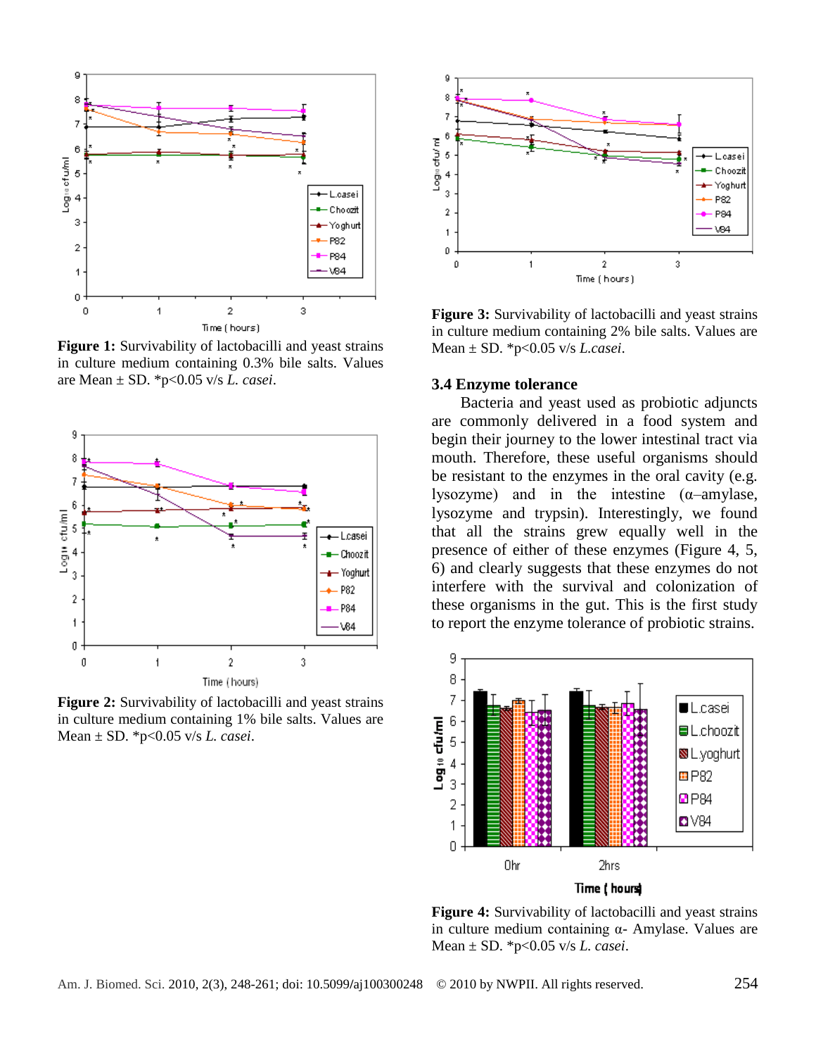**Figure 1:** Survivability of lactobacilli and yeast strains in culture medium containing 0.3% bile salts. Values are Mean ± SD. *p<0.05 v/s *L. casei*.

**Figure 2:** Survivability of lactobacilli and yeast strains in culture medium containing 1% bile salts. Values are Mean ± SD. *p<0.05 v/s *L. casei*.

**Figure 3:** Survivability of lactobacilli and yeast strains in culture medium containing 2% bile salts. Values are Mean ± SD. *p<0.05 v/s *L.casei*.

### 3.4 Enzyme tolerance

Bacteria and yeast used as probiotic adjuncts are commonly delivered in a food system and begin their journey to the lower intestinal tract via mouth. Therefore, these useful organisms should be resistant to the enzymes in the oral cavity (e.g. lysozyme) and in the intestine (α–amylase, lysozyme and trypsin). Interestingly, we found that all the strains grew equally well in the presence of either of these enzymes (Figure 4, 5, 6) and clearly suggests that these enzymes do not interfere with the survival and colonization of these organisms in the gut. This is the first study to report the enzyme tolerance of probiotic strains.

**Figure 4:** Survivability of lactobacilli and yeast strains in culture medium containing α- Amylase. Values are Mean ± SD. *p<0.05 v/s *L. casei*.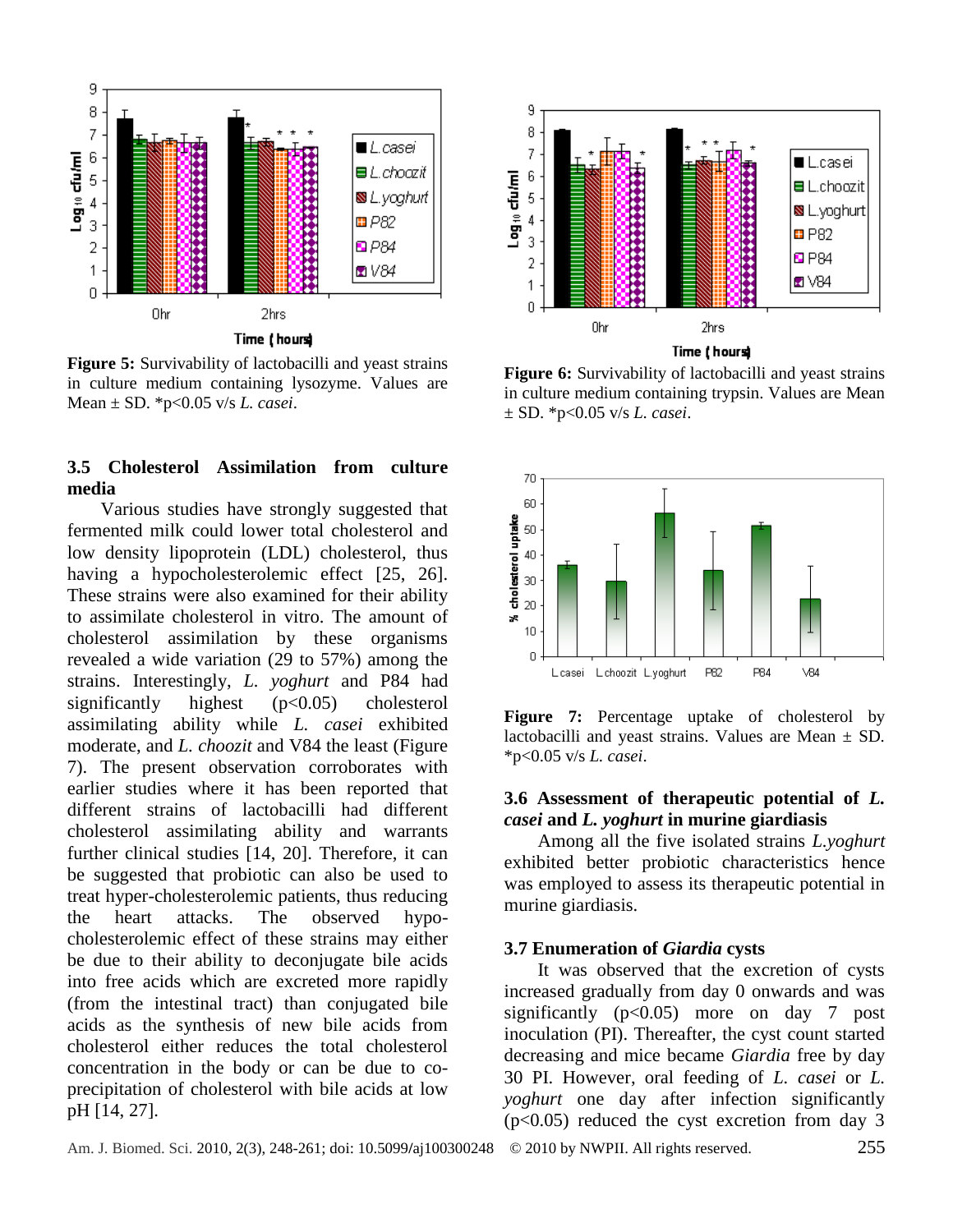**Figure 5:** Survivability of lactobacilli and yeast strains in culture medium containing lysozyme. Values are Mean ± SD. *p<0.05 v/s *L. casei*.

**Figure 6:** Survivability of lactobacilli and yeast strains in culture medium containing trypsin. Values are Mean ± SD. *p<0.05 v/s *L. casei*.

### 3.5 Cholesterol Assimilation from culture media

Various studies have strongly suggested that fermented milk could lower total cholesterol and low density lipoprotein (LDL) cholesterol, thus having a hypocholesterolemic effect [25, 26]. These strains were also examined for their ability to assimilate cholesterol in vitro. The amount of cholesterol assimilation by these organisms revealed a wide variation (29 to 57%) among the strains. Interestingly, *L. yoghurt* and P84 had significantly highest ($p<0.05$) cholesterol assimilating ability while *L. casei* exhibited moderate, and *L. choozit* and V84 the least (Figure 7). The present observation corroborates with earlier studies where it has been reported that different strains of lactobacilli had different cholesterol assimilating ability and warrants further clinical studies [14, 20]. Therefore, it can be suggested that probiotic can also be used to treat hyper-cholesterolemic patients, thus reducing the heart attacks. The observed hypo-cholesterolemic effect of these strains may either be due to their ability to deconjugate bile acids into free acids which are excreted more rapidly (from the intestinal tract) than conjugated bile acids as the synthesis of new bile acids from cholesterol either reduces the total cholesterol concentration in the body or can be due to co-precipitation of cholesterol with bile acids at low pH [14, 27].

**Figure 7:** Percentage uptake of cholesterol by lactobacilli and yeast strains. Values are Mean ± SD. *p<0.05 v/s *L. casei*.

### 3.6 Assessment of therapeutic potential of *L. casei* and *L. yoghurt* in murine giardiasis

Among all the five isolated strains *L.yoghurt* exhibited better probiotic characteristics hence was employed to assess its therapeutic potential in murine giardiasis.

### 3.7 Enumeration of *Giardia* cysts

It was observed that the excretion of cysts increased gradually from day 0 onwards and was significantly ($p<0.05$) more on day 7 post inoculation (PI). Thereafter, the cyst count started decreasing and mice became *Giardia* free by day 30 PI. However, oral feeding of *L. casei* or *L. yoghurt* one day after infection significantly ($p<0.05$) reduced the cyst excretion from day 3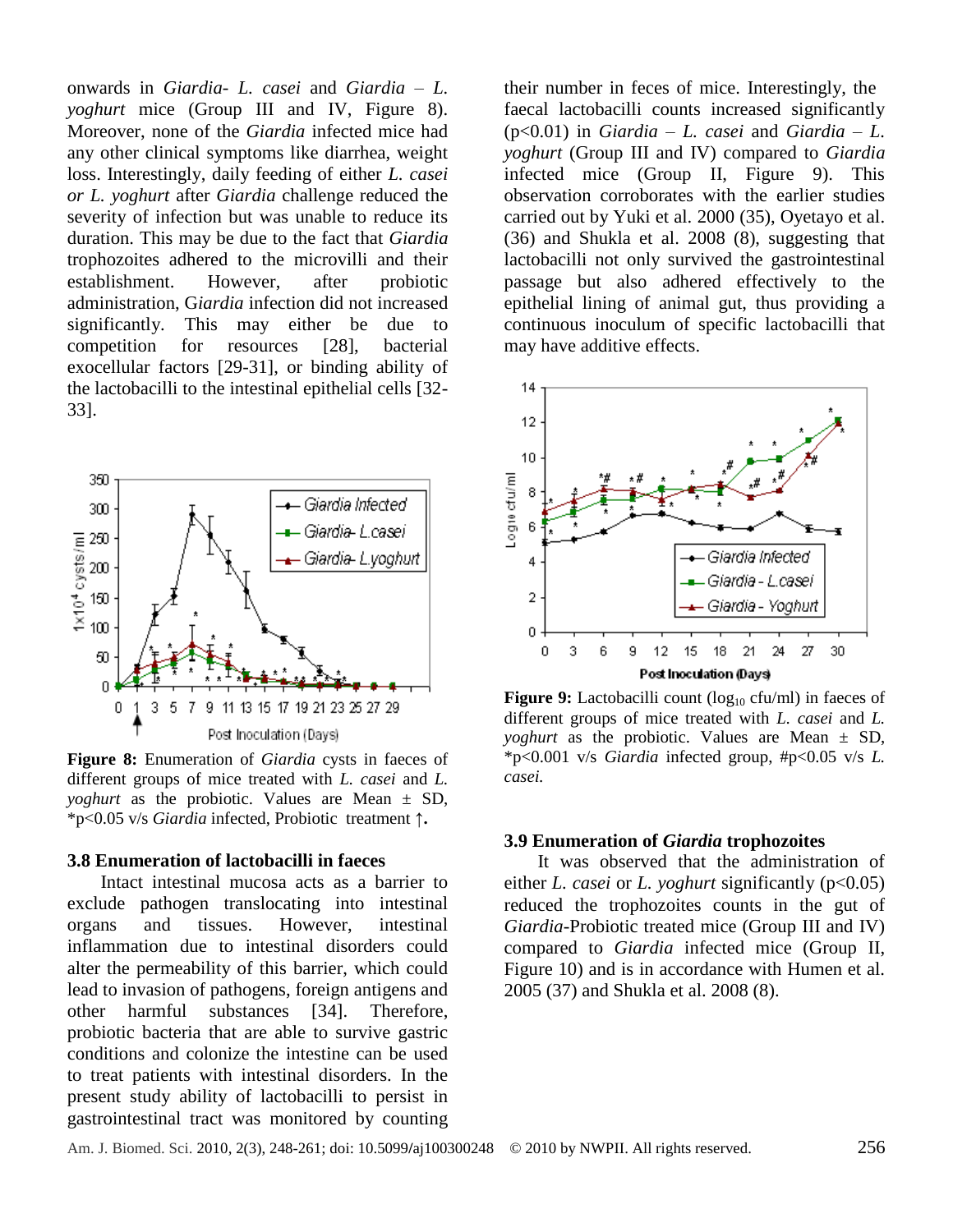onwards in *Giardia- L. casei* and *Giardia – L. yoghurt* mice (Group III and IV, Figure 8). Moreover, none of the *Giardia* infected mice had any other clinical symptoms like diarrhea, weight loss. Interestingly, daily feeding of either *L. casei or L. yoghurt* after *Giardia* challenge reduced the severity of infection but was unable to reduce its duration. This may be due to the fact that *Giardia* trophozoites adhered to the microvilli and their establishment. However, after probiotic administration, G*iardia* infection did not increased significantly. This may either be due to competition for resources [28], bacterial exocellular factors [29-31], or binding ability of the lactobacilli to the intestinal epithelial cells [32-33].

**Figure 8:** Enumeration of *Giardia* cysts in faeces of different groups of mice treated with *L. casei* and *L. yoghurt* as the probiotic. Values are Mean ± SD, *p<0.05 v/s *Giardia* infected, Probiotic treatment ↑**.**

### 3.8 Enumeration of lactobacilli in faeces

Intact intestinal mucosa acts as a barrier to exclude pathogen translocating into intestinal organs and tissues. However, intestinal inflammation due to intestinal disorders could alter the permeability of this barrier, which could lead to invasion of pathogens, foreign antigens and other harmful substances [34]. Therefore, probiotic bacteria that are able to survive gastric conditions and colonize the intestine can be used to treat patients with intestinal disorders. In the present study ability of lactobacilli to persist in gastrointestinal tract was monitored by counting their number in feces of mice. Interestingly, the faecal lactobacilli counts increased significantly (p<0.01) in *Giardia – L. casei* and *Giardia – L. yoghurt* (Group III and IV) compared to *Giardia* infected mice (Group II, Figure 9). This observation corroborates with the earlier studies carried out by Yuki et al. 2000 (35), Oyetayo et al. (36) and Shukla et al. 2008 (8), suggesting that lactobacilli not only survived the gastrointestinal passage but also adhered effectively to the epithelial lining of animal gut, thus providing a continuous inoculum of specific lactobacilli that may have additive effects.

**Figure 9:** Lactobacilli count ($\log_{10}$ cfu/ml) in faeces of different groups of mice treated with *L. casei* and *L. yoghurt* as the probiotic. Values are Mean ± SD, *p<0.001 v/s *Giardia* infected group, #p<0.05 v/s *L. casei.*

### 3.9 Enumeration of *Giardia* trophozoites

It was observed that the administration of either *L. casei* or *L. yoghurt* significantly (p<0.05) reduced the trophozoites counts in the gut of *Giardia*-Probiotic treated mice (Group III and IV) compared to *Giardia* infected mice (Group II, Figure 10) and is in accordance with Humen et al. 2005 (37) and Shukla et al. 2008 (8).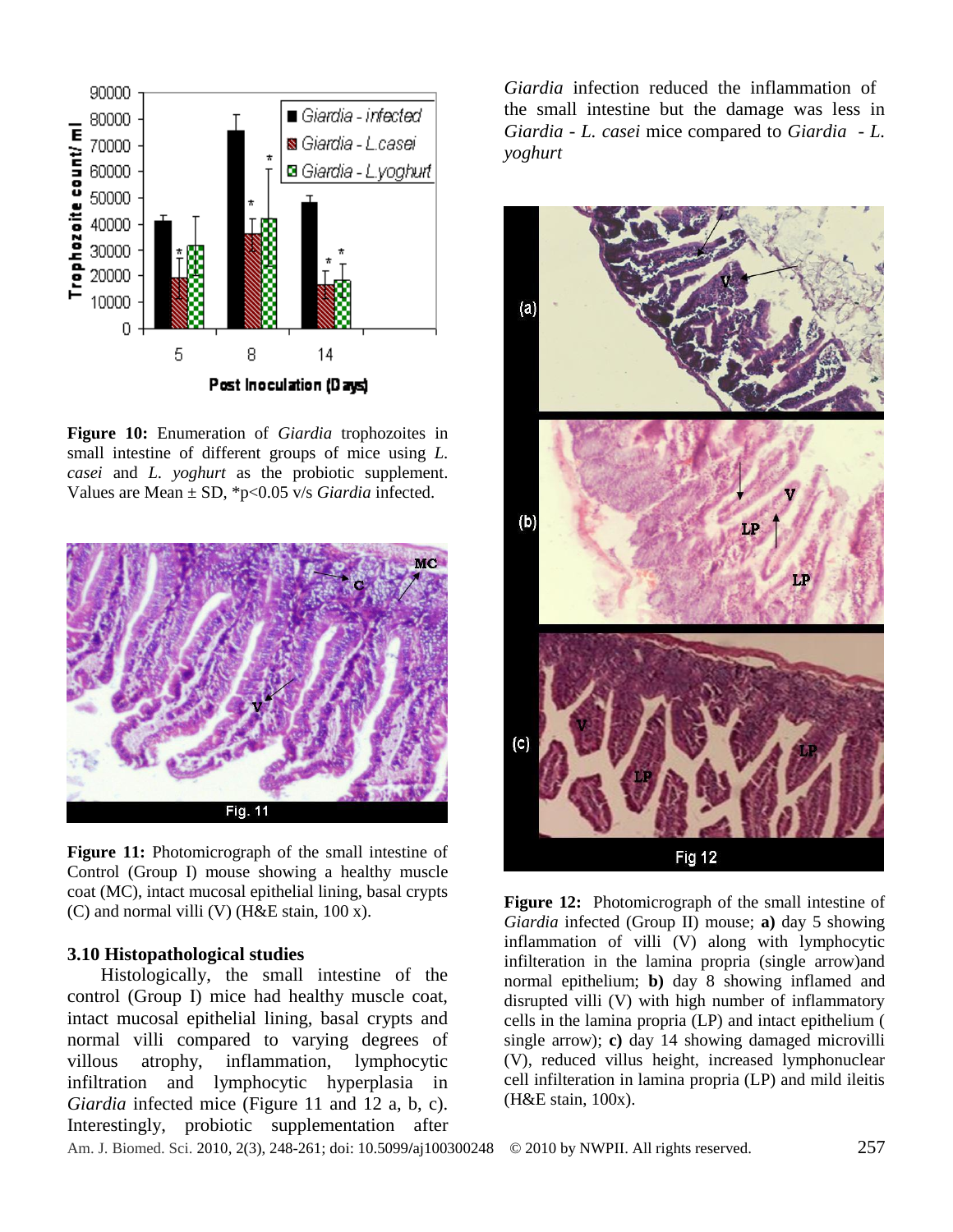**Figure 10:** Enumeration of *Giardia* trophozoites in small intestine of different groups of mice using *L. casei* and *L. yoghurt* as the probiotic supplement. Values are Mean ± SD, *p<0.05 v/s *Giardia* infected.

**Figure 11:** Photomicrograph of the small intestine of Control (Group I) mouse showing a healthy muscle coat (MC), intact mucosal epithelial lining, basal crypts (C) and normal villi (V) (H&E stain, 100 x).

### 3.10 Histopathological studies

Histologically, the small intestine of the control (Group I) mice had healthy muscle coat, intact mucosal epithelial lining, basal crypts and normal villi compared to varying degrees of villous atrophy, inflammation, lymphocytic infiltration and lymphocytic hyperplasia in *Giardia* infected mice (Figure 11 and 12 a, b, c). Interestingly, probiotic supplementation after *Giardia* infection reduced the inflammation of the small intestine but the damage was less in *Giardia - L. casei* mice compared to *Giardia - L. yoghurt*

**Figure 12:** Photomicrograph of the small intestine of *Giardia* infected (Group II) mouse; **a)** day 5 showing inflammation of villi (V) along with lymphocytic infilteration in the lamina propria (single arrow)and normal epithelium; **b)** day 8 showing inflamed and disrupted villi (V) with high number of inflammatory cells in the lamina propria (LP) and intact epithelium ( single arrow); **c)** day 14 showing damaged microvilli (V), reduced villus height, increased lymphonuclear cell infilteration in lamina propria (LP) and mild ileitis (H&E stain, 100x).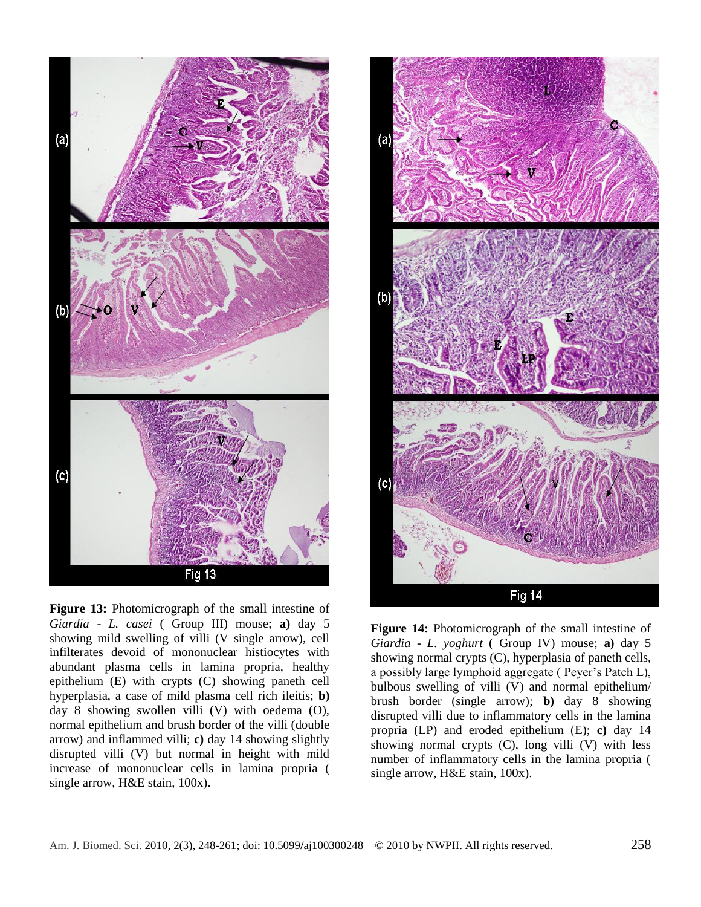**Figure 13:** Photomicrograph of the small intestine of *Giardia - L. casei* ( Group III) mouse; **a)** day 5 showing mild swelling of villi (V single arrow), cell infilterates devoid of mononuclear histiocytes with abundant plasma cells in lamina propria, healthy epithelium (E) with crypts (C) showing paneth cell hyperplasia, a case of mild plasma cell rich ileitis; **b)** day 8 showing swollen villi (V) with oedema (O), normal epithelium and brush border of the villi (double arrow) and inflammed villi; **c)** day 14 showing slightly disrupted villi (V) but normal in height with mild increase of mononuclear cells in lamina propria ( single arrow, H&E stain, 100x).

**Figure 14:** Photomicrograph of the small intestine of *Giardia - L. yoghurt* ( Group IV) mouse; **a)** day 5 showing normal crypts (C), hyperplasia of paneth cells, a possibly large lymphoid aggregate ( Peyer's Patch L), bulbous swelling of villi (V) and normal epithelium/ brush border (single arrow); **b)** day 8 showing disrupted villi due to inflammatory cells in the lamina propria (LP) and eroded epithelium (E); **c)** day 14 showing normal crypts (C), long villi (V) with less number of inflammatory cells in the lamina propria ( single arrow, H&E stain, 100x).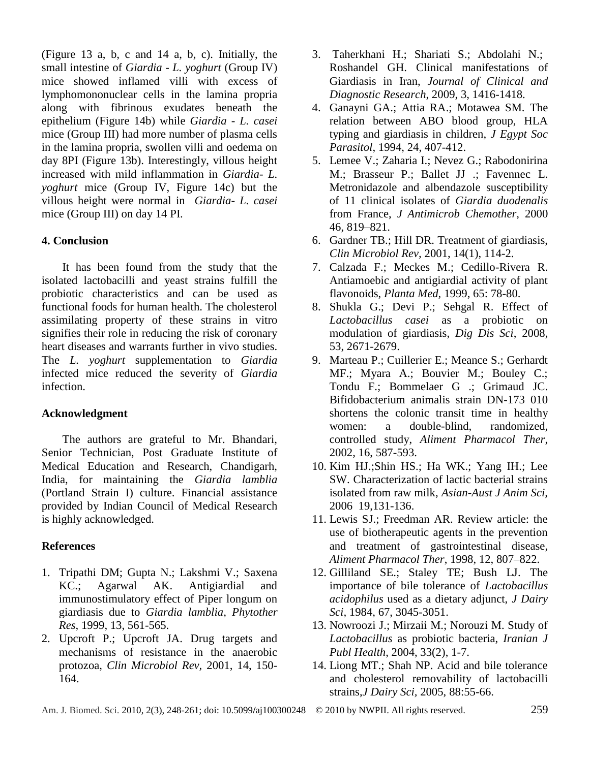(Figure 13 a, b, c and 14 a, b, c). Initially, the small intestine of *Giardia - L. yoghurt* (Group IV) mice showed inflamed villi with excess of lymphomononuclear cells in the lamina propria along with fibrinous exudates beneath the epithelium (Figure 14b) while *Giardia - L. casei* mice (Group III) had more number of plasma cells in the lamina propria, swollen villi and oedema on day 8PI (Figure 13b). Interestingly, villous height increased with mild inflammation in *Giardia- L. yoghurt* mice (Group IV, Figure 14c) but the villous height were normal in *Giardia- L. casei* mice (Group III) on day 14 PI.

## 4. Conclusion

It has been found from the study that the isolated lactobacilli and yeast strains fulfill the probiotic characteristics and can be used as functional foods for human health. The cholesterol assimilating property of these strains in vitro signifies their role in reducing the risk of coronary heart diseases and warrants further in vivo studies. The *L. yoghurt* supplementation to *Giardia* infected mice reduced the severity of *Giardia* infection.

## Acknowledgment

The authors are grateful to Mr. Bhandari, Senior Technician, Post Graduate Institute of Medical Education and Research, Chandigarh, India, for maintaining the *Giardia lamblia* (Portland Strain I) culture. Financial assistance provided by Indian Council of Medical Research is highly acknowledged.

## References

1. Tripathi DM; Gupta N.; Lakshmi V.; Saxena KC.; Agarwal AK. Antigiardial and immunostimulatory effect of Piper longum on giardiasis due to *Giardia lamblia*, *Phytother Res*, 1999, 13, 561-565.
2. Upcroft P.; Upcroft JA. Drug targets and mechanisms of resistance in the anaerobic protozoa, *Clin Microbiol Rev*, 2001, 14, 150-164.
3. Taherkhani H.; Shariati S.; Abdolahi N.; Roshandel GH. Clinical manifestations of Giardiasis in Iran, *Journal of Clinical and Diagnostic Research*, 2009, 3, 1416-1418.
4. Ganayni GA.; Attia RA.; Motawea SM. The relation between ABO blood group, HLA typing and giardiasis in children, *J Egypt Soc Parasitol*, 1994, 24, 407-412.
5. Lemee V.; Zaharia I.; Nevez G.; Rabodonirina M.; Brasseur P.; Ballet JJ .; Favennec L. Metronidazole and albendazole susceptibility of 11 clinical isolates of *Giardia duodenalis* from France, *J Antimicrob Chemother*, 2000 46, 819–821.
6. Gardner TB.; Hill DR. Treatment of giardiasis, *Clin Microbiol Rev*, 2001, 14(1), 114-2.
7. Calzada F.; Meckes M.; Cedillo-Rivera R. Antiamoebic and antigiardial activity of plant flavonoids, *Planta Med*, 1999, 65: 78-80.
8. Shukla G.; Devi P.; Sehgal R. Effect of *Lactobacillus casei* as a probiotic on modulation of giardiasis, *Dig Dis Sci*, 2008, 53, 2671-2679.
9. Marteau P.; Cuillerier E.; Meance S.; Gerhardt MF.; Myara A.; Bouvier M.; Bouley C.; Tondu F.; Bommelaer G .; Grimaud JC. Bifidobacterium animalis strain DN-173 010 shortens the colonic transit time in healthy women: a double-blind, randomized, controlled study, *Aliment Pharmacol Ther*, 2002, 16, 587-593.
10. Kim HJ.;Shin HS.; Ha WK.; Yang IH.; Lee SW. Characterization of lactic bacterial strains isolated from raw milk, *Asian-Aust J Anim Sci*, 2006 19,131-136.
11. Lewis SJ.; Freedman AR. Review article: the use of biotherapeutic agents in the prevention and treatment of gastrointestinal disease, *Aliment Pharmacol Ther*, 1998, 12, 807–822.
12. Gilliland SE.; Staley TE; Bush LJ. The importance of bile tolerance of *Lactobacillus acidophilus* used as a dietary adjunct, *J Dairy Sci*, 1984, 67, 3045-3051.
13. Nowroozi J.; Mirzaii M.; Norouzi M. Study of *Lactobacillus* as probiotic bacteria, *Iranian J Publ Health*, 2004, 33(2), 1-7.
14. Liong MT.; Shah NP. Acid and bile tolerance and cholesterol removability of lactobacilli strains,*J Dairy Sci*, 2005, 88:55-66.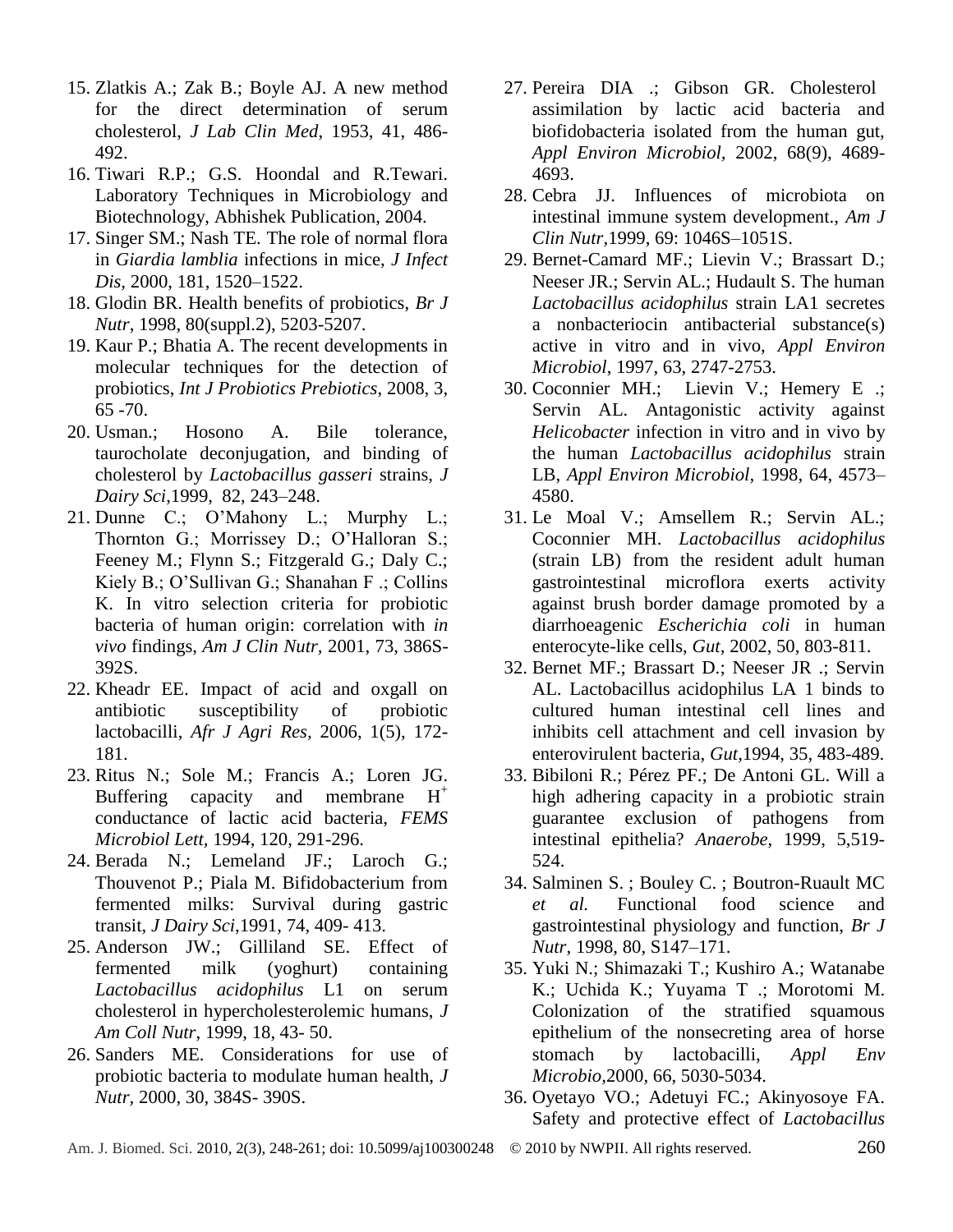15. Zlatkis A.; Zak B.; Boyle AJ. A new method for the direct determination of serum cholesterol, *J Lab Clin Med*, 1953, 41, 486-492.
16. Tiwari R.P.; G.S. Hoondal and R.Tewari. Laboratory Techniques in Microbiology and Biotechnology, Abhishek Publication, 2004.
17. Singer SM.; Nash TE. The role of normal flora in *Giardia lamblia* infections in mice, *J Infect Dis,* 2000, 181, 1520–1522.
18. Glodin BR. Health benefits of probiotics, *Br J Nutr*, 1998, 80(suppl.2), 5203-5207.
19. Kaur P.; Bhatia A. The recent developments in molecular techniques for the detection of probiotics, *Int J Probiotics Prebiotics,* 2008, 3, 65 -70.
20. Usman.; Hosono A. Bile tolerance, taurocholate deconjugation, and binding of cholesterol by *Lactobacillus gasseri* strains, *J Dairy Sci*,1999, 82, 243–248.
21. Dunne C.; O'Mahony L.; Murphy L.; Thornton G.; Morrissey D.; O'Halloran S.; Feeney M.; Flynn S.; Fitzgerald G.; Daly C.; Kiely B.; O'Sullivan G.; Shanahan F .; Collins K. In vitro selection criteria for probiotic bacteria of human origin: correlation with *in vivo* findings, *Am J Clin Nutr,* 2001, 73, 386S-392S.
22. Kheadr EE. Impact of acid and oxgall on antibiotic susceptibility of probiotic lactobacilli, *Afr J Agri Res*, 2006, 1(5), 172-181.
23. Ritus N.; Sole M.; Francis A.; Loren JG. Buffering capacity and membrane $H^+$ conductance of lactic acid bacteria, *FEMS Microbiol Lett,* 1994, 120, 291-296.
24. Berada N.; Lemeland JF.; Laroch G.; Thouvenot P.; Piala M. Bifidobacterium from fermented milks: Survival during gastric transit, *J Dairy Sci*,1991, 74, 409- 413.
25. Anderson JW.; Gilliland SE. Effect of fermented milk (yoghurt) containing *Lactobacillus acidophilus* L1 on serum cholesterol in hypercholesterolemic humans, *J Am Coll Nutr*, 1999, 18, 43- 50.
26. Sanders ME. Considerations for use of probiotic bacteria to modulate human health, *J Nutr,* 2000, 30, 384S- 390S.
27. Pereira DIA .; Gibson GR. Cholesterol assimilation by lactic acid bacteria and biofidobacteria isolated from the human gut, *Appl Environ Microbiol*, 2002, 68(9), 4689-4693.
28. Cebra JJ. Influences of microbiota on intestinal immune system development., *Am J Clin Nutr*,1999, 69: 1046S–1051S.
29. Bernet-Camard MF.; Lievin V.; Brassart D.; Neeser JR.; Servin AL.; Hudault S. The human *Lactobacillus acidophilus* strain LA1 secretes a nonbacteriocin antibacterial substance(s) active in vitro and in vivo, *Appl Environ Microbiol*, 1997, 63, 2747-2753.
30. Coconnier MH.; Lievin V.; Hemery E .; Servin AL. Antagonistic activity against *Helicobacter* infection in vitro and in vivo by the human *Lactobacillus acidophilus* strain LB, *Appl Environ Microbiol,* 1998, 64, 4573–4580.
31. Le Moal V.; Amsellem R.; Servin AL.; Coconnier MH. *Lactobacillus acidophilus* (strain LB) from the resident adult human gastrointestinal microflora exerts activity against brush border damage promoted by a diarrhoeagenic *Escherichia coli* in human enterocyte-like cells, *Gut*, 2002, 50, 803-811.
32. Bernet MF.; Brassart D.; Neeser JR .; Servin AL. Lactobacillus acidophilus LA 1 binds to cultured human intestinal cell lines and inhibits cell attachment and cell invasion by enterovirulent bacteria, *Gut,*1994, 35, 483-489.
33. Bibiloni R.; Pérez PF.; De Antoni GL. Will a high adhering capacity in a probiotic strain guarantee exclusion of pathogens from intestinal epithelia? *Anaerobe*, 1999, 5,519-524.
34. Salminen S. ; Bouley C. ; Boutron-Ruault MC *et al.* Functional food science and gastrointestinal physiology and function, *Br J Nutr*, 1998, 80, S147–171.
35. Yuki N.; Shimazaki T.; Kushiro A.; Watanabe K.; Uchida K.; Yuyama T .; Morotomi M. Colonization of the stratified squamous epithelium of the nonsecreting area of horse stomach by lactobacilli, *Appl Env Microbio*,2000, 66, 5030-5034.
36. Oyetayo VO.; Adetuyi FC.; Akinyosoye FA. Safety and protective effect of *Lactobacillus*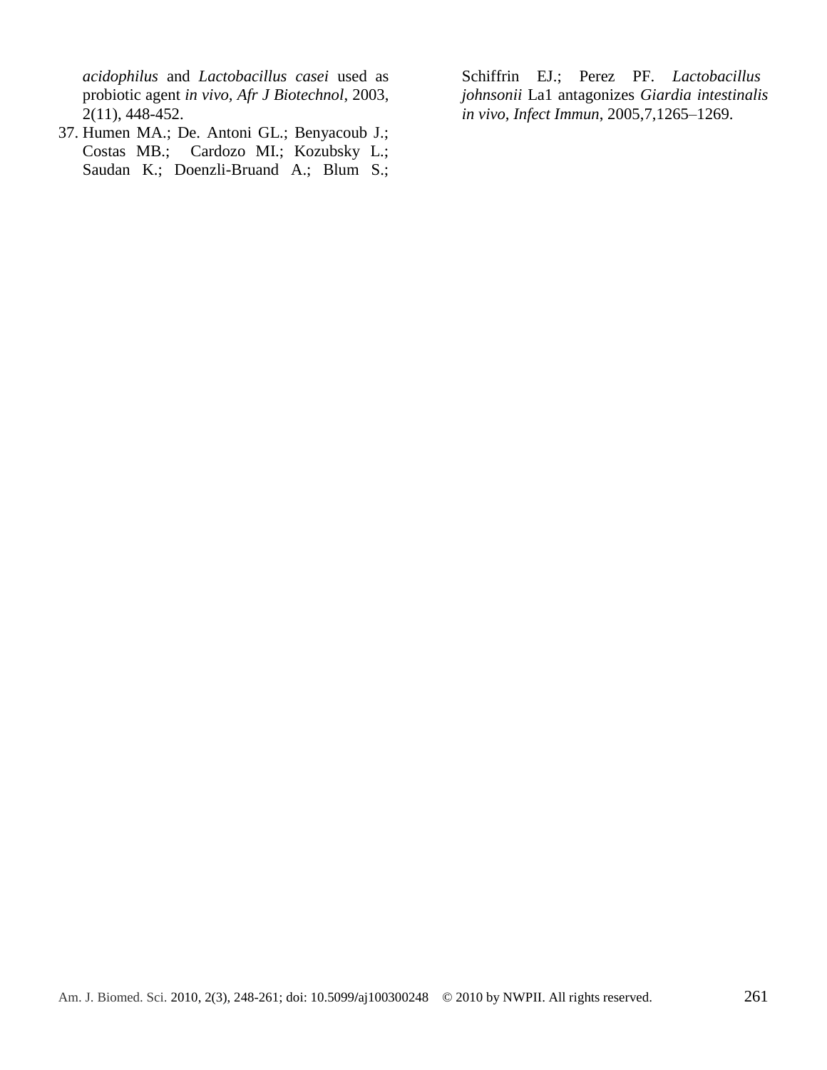*acidophilus* and *Lactobacillus casei* used as probiotic agent *in vivo*, *Afr J Biotechnol*, 2003, 2(11), 448-452.

37. Humen MA.; De. Antoni GL.; Benyacoub J.; Costas MB.; Cardozo MI.; Kozubsky L.; Saudan K.; Doenzli-Bruand A.; Blum S.; Schiffrin EJ.; Perez PF. *Lactobacillus johnsonii* La1 antagonizes *Giardia intestinalis in vivo*, *Infect Immun*, 2005,7,1265–1269.